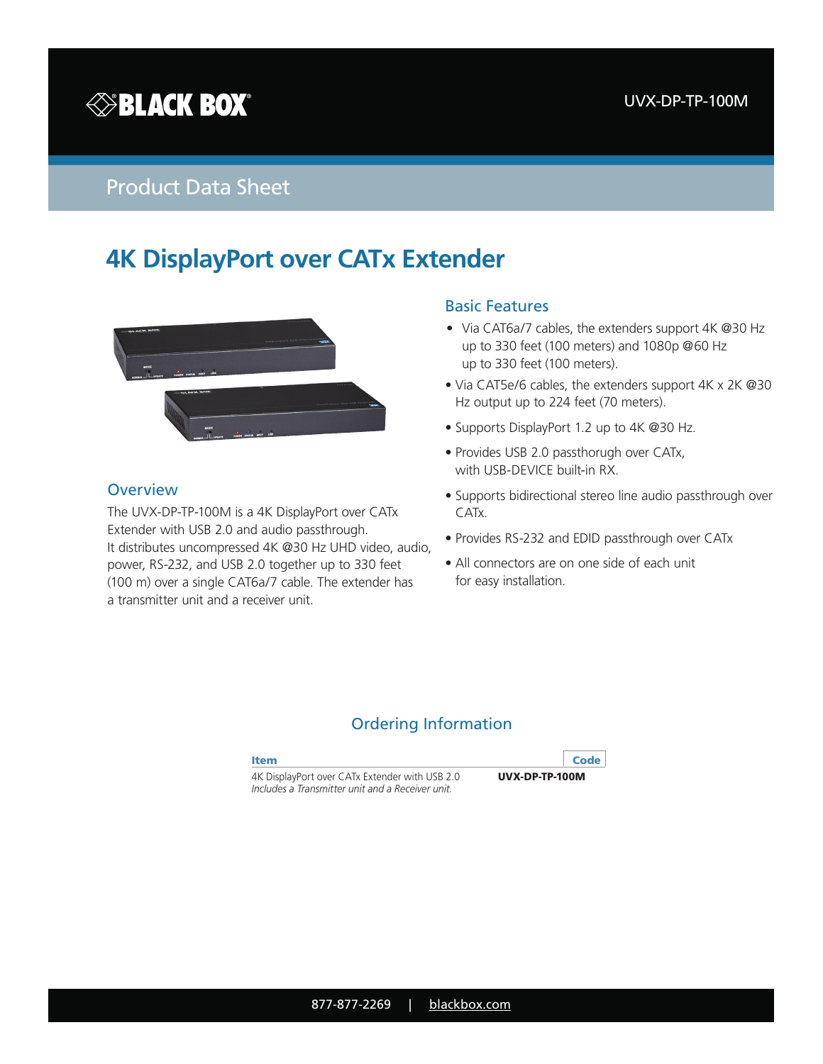BLACK BOX®

UVX-DP-TP-100M

Product Data Sheet

# 4K DisplayPort over CATx Extender

## Overview

The UVX-DP-TP-100M is a 4K DisplayPort over CATx Extender with USB 2.0 and audio passthrough.
It distributes uncompressed 4K @30 Hz UHD video, audio, power, RS-232, and USB 2.0 together up to 330 feet (100 m) over a single CAT6a/7 cable. The extender has a transmitter unit and a receiver unit.

## Basic Features

- Via CAT6a/7 cables, the extenders support 4K @30 Hz up to 330 feet (100 meters) and 1080p @60 Hz up to 330 feet (100 meters).
- Via CAT5e/6 cables, the extenders support 4K x 2K @30 Hz output up to 224 feet (70 meters).
- Supports DisplayPort 1.2 up to 4K @30 Hz.
- Provides USB 2.0 passthorugh over CATx, with USB-DEVICE built-in RX.
- Supports bidirectional stereo line audio passthrough over CATx.
- Provides RS-232 and EDID passthrough over CATx
- All connectors are on one side of each unit for easy installation.

## Ordering Information

| Item | Code |
|---|---|
| 4K DisplayPort over CATx Extender with USB 2.0<br>*Includes a Transmitter unit and a Receiver unit.* | **UVX-DP-TP-100M** |

877-877-2269 | blackbox.com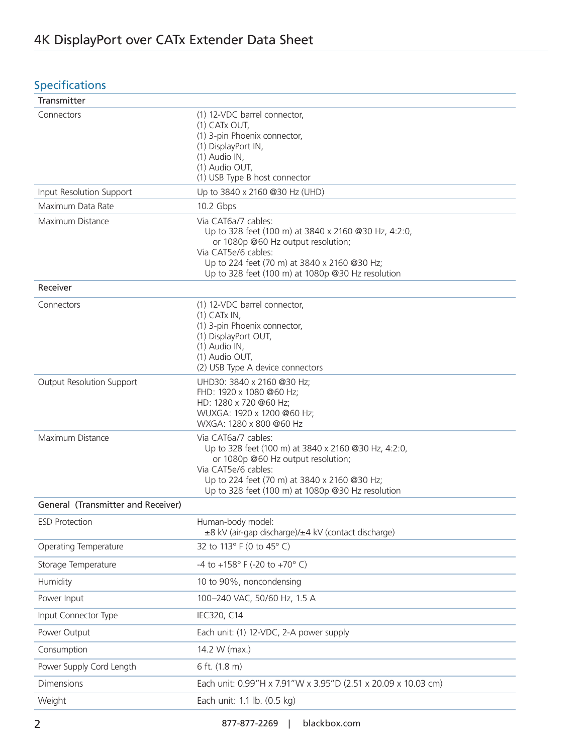## Specifications

| | |
|---|---|
| **Transmitter** | |
| Connectors | (1) 12-VDC barrel connector,<br>(1) CATx OUT,<br>(1) 3-pin Phoenix connector,<br>(1) DisplayPort IN,<br>(1) Audio IN,<br>(1) Audio OUT,<br>(1) USB Type B host connector |
| Input Resolution Support | Up to 3840 x 2160 @30 Hz (UHD) |
| Maximum Data Rate | 10.2 Gbps |
| Maximum Distance | Via CAT6a/7 cables:<br>Up to 328 feet (100 m) at 3840 x 2160 @30 Hz, 4:2:0,<br>or 1080p @60 Hz output resolution;<br>Via CAT5e/6 cables:<br>Up to 224 feet (70 m) at 3840 x 2160 @30 Hz;<br>Up to 328 feet (100 m) at 1080p @30 Hz resolution |
| **Receiver** | |
| Connectors | (1) 12-VDC barrel connector,<br>(1) CATx IN,<br>(1) 3-pin Phoenix connector,<br>(1) DisplayPort OUT,<br>(1) Audio IN,<br>(1) Audio OUT,<br>(2) USB Type A device connectors |
| Output Resolution Support | UHD30: 3840 x 2160 @30 Hz;<br>FHD: 1920 x 1080 @60 Hz;<br>HD: 1280 x 720 @60 Hz;<br>WUXGA: 1920 x 1200 @60 Hz;<br>WXGA: 1280 x 800 @60 Hz |
| Maximum Distance | Via CAT6a/7 cables:<br>Up to 328 feet (100 m) at 3840 x 2160 @30 Hz, 4:2:0,<br>or 1080p @60 Hz output resolution;<br>Via CAT5e/6 cables:<br>Up to 224 feet (70 m) at 3840 x 2160 @30 Hz;<br>Up to 328 feet (100 m) at 1080p @30 Hz resolution |
| **General (Transmitter and Receiver)** | |
| ESD Protection | Human-body model:<br>±8 kV (air-gap discharge)/±4 kV (contact discharge) |
| Operating Temperature | 32 to 113° F (0 to 45° C) |
| Storage Temperature | -4 to +158° F (-20 to +70° C) |
| Humidity | 10 to 90%, noncondensing |
| Power Input | 100–240 VAC, 50/60 Hz, 1.5 A |
| Input Connector Type | IEC320, C14 |
| Power Output | Each unit: (1) 12-VDC, 2-A power supply |
| Consumption | 14.2 W (max.) |
| Power Supply Cord Length | 6 ft. (1.8 m) |
| Dimensions | Each unit: 0.99"H x 7.91"W x 3.95"D (2.51 x 20.09 x 10.03 cm) |
| Weight | Each unit: 1.1 lb. (0.5 kg) |

877-877-2269 | blackbox.com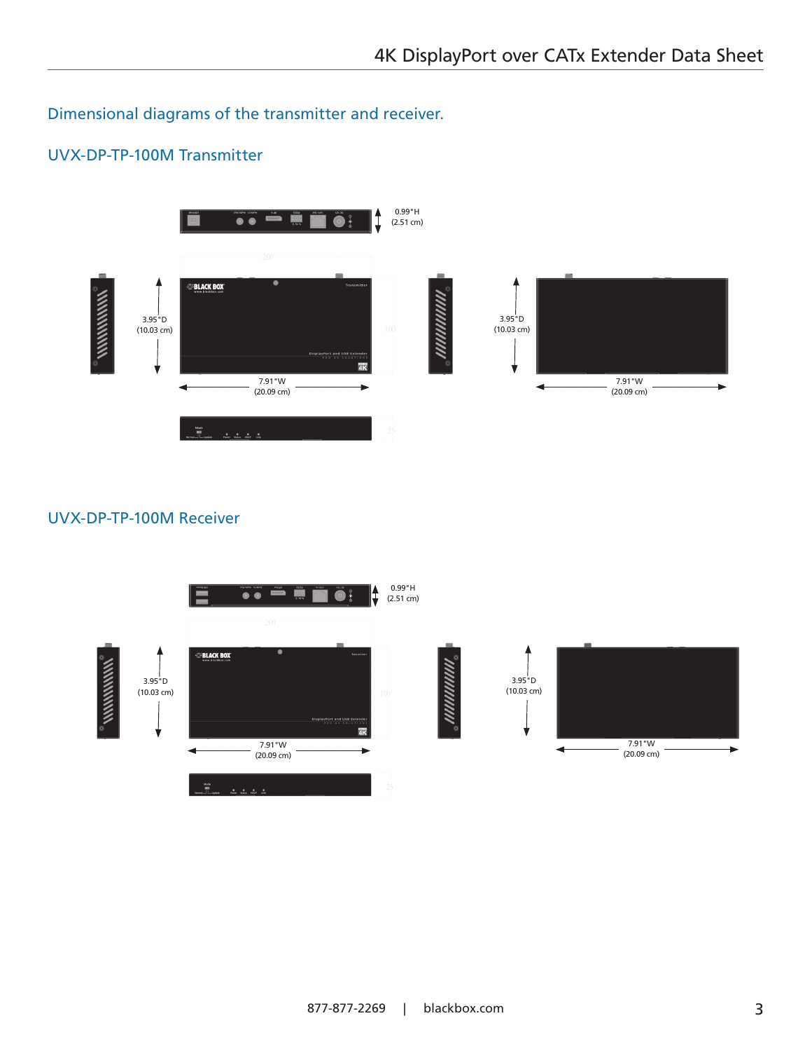## Dimensional diagrams of the transmitter and receiver.

### UVX-DP-TP-100M Transmitter

0.99"H (2.51 cm)

3.95"D (10.03 cm)

7.91"W (20.09 cm)

3.95"D (10.03 cm)

7.91"W (20.09 cm)

### UVX-DP-TP-100M Receiver

0.99"H (2.51 cm)

3.95"D (10.03 cm)

7.91"W (20.09 cm)

3.95"D (10.03 cm)

7.91"W (20.09 cm)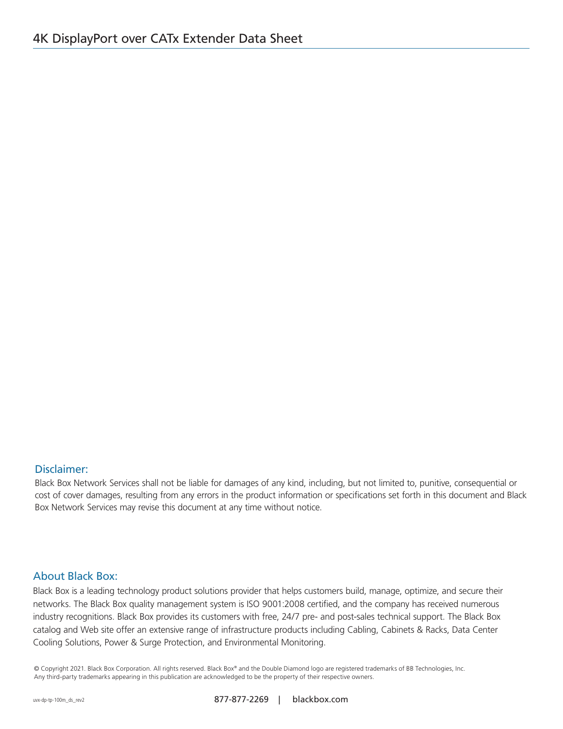## Disclaimer:

Black Box Network Services shall not be liable for damages of any kind, including, but not limited to, punitive, consequential or cost of cover damages, resulting from any errors in the product information or specifications set forth in this document and Black Box Network Services may revise this document at any time without notice.

## About Black Box:

Black Box is a leading technology product solutions provider that helps customers build, manage, optimize, and secure their networks. The Black Box quality management system is ISO 9001:2008 certified, and the company has received numerous industry recognitions. Black Box provides its customers with free, 24/7 pre- and post-sales technical support. The Black Box catalog and Web site offer an extensive range of infrastructure products including Cabling, Cabinets & Racks, Data Center Cooling Solutions, Power & Surge Protection, and Environmental Monitoring.

© Copyright 2021. Black Box Corporation. All rights reserved. Black Box® and the Double Diamond logo are registered trademarks of BB Technologies, Inc. Any third-party trademarks appearing in this publication are acknowledged to be the property of their respective owners.

uvx-dp-tp-100m_ds_rev2

877-877-2269 | blackbox.com